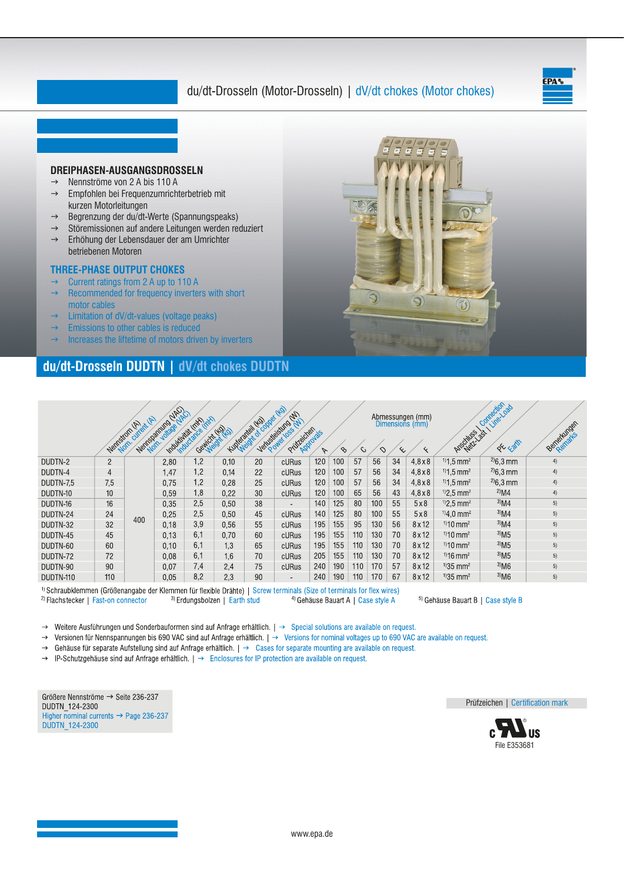# du/dt-Drosseln (Motor-Drosseln) | dV/dt chokes (Motor chokes)

## DREIPHASEN-AUSGANGSDROSSELN

- → Nennströme von 2 A bis 110 A
- → Empfohlen bei Frequenzumrichterbetrieb mit kurzen Motorleitungen
- → Begrenzung der du/dt-Werte (Spannungspeaks)
- → Störemissionen auf andere Leitungen werden reduziert
- → Erhöhung der Lebensdauer der am Umrichter betriebenen Motoren

## THREE-PHASE OUTPUT CHOKES

- → Current ratings from 2 A up to 110 A
- → Recommended for frequency inverters with short motor cables
- → Limitation of dV/dt-values (voltage peaks)
- → Emissions to other cables is reduced
- → Increases the liftetime of motors driven by inverters

## du/dt-Drosseln DUDTN | dV/dt chokes DUDTN

| | Nennstrom (A) Nom. current (A) | Nennspannung (VAC) Nom. voltage (VAC) | Induktivität (mH) Inductance (mH) | Gewicht (kg) Weight (kg) | Kupferanteil (kg) Weight of copper (kg) | Verlustleistung (W) Power loss (W) | Prüfzeichen Approvals | Abmessungen (mm) Dimensions (mm) A | B | C | D | E | F | Anschluss Netz-Last \| Connection Line-Load | PE Earth | Bemerkungen Remarks |
|---|---|---|---|---|---|---|---|---|---|---|---|---|---|---|---|---|
| DUDTN-2 | 2 | 400 | 2,80 | 1,2 | 0,10 | 20 | cURus | 120 | 100 | 57 | 56 | 34 | 4,8x8 | [1]1,5 mm² | [2]6,3 mm | [4] |
| DUDTN-4 | 4 | | 1,47 | 1,2 | 0,14 | 22 | cURus | 120 | 100 | 57 | 56 | 34 | 4,8x8 | [1]1,5 mm² | [2]6,3 mm | [4] |
| DUDTN-7,5 | 7,5 | | 0,75 | 1,2 | 0,28 | 25 | cURus | 120 | 100 | 57 | 56 | 34 | 4,8x8 | [1]1,5 mm² | [2]6,3 mm | [4] |
| DUDTN-10 | 10 | | 0,59 | 1,8 | 0,22 | 30 | cURus | 120 | 100 | 65 | 56 | 43 | 4,8x8 | [1]2,5 mm² | [2]M4 | [4] |
| DUDTN-16 | 16 | | 0,35 | 2,5 | 0,50 | 38 | - | 140 | 125 | 80 | 100 | 55 | 5x8 | [1]2,5 mm² | [3]M4 | [5] |
| DUDTN-24 | 24 | | 0,25 | 2,5 | 0,50 | 45 | cURus | 140 | 125 | 80 | 100 | 55 | 5x8 | [1]4,0 mm² | [3]M4 | [5] |
| DUDTN-32 | 32 | | 0,18 | 3,9 | 0,56 | 55 | cURus | 195 | 155 | 95 | 130 | 56 | 8x12 | [1]10 mm² | [3]M4 | [5] |
| DUDTN-45 | 45 | | 0,13 | 6,1 | 0,70 | 60 | cURus | 195 | 155 | 110 | 130 | 70 | 8x12 | [1]10 mm² | [3]M5 | [5] |
| DUDTN-60 | 60 | | 0,10 | 6,1 | 1,3 | 65 | cURus | 195 | 155 | 110 | 130 | 70 | 8x12 | [1]10 mm² | [3]M5 | [5] |
| DUDTN-72 | 72 | | 0,08 | 6,1 | 1,6 | 70 | cURus | 205 | 155 | 110 | 130 | 70 | 8x12 | [1]16 mm² | [3]M5 | [5] |
| DUDTN-90 | 90 | | 0,07 | 7,4 | 2,4 | 75 | cURus | 240 | 190 | 110 | 170 | 57 | 8x12 | [1]35 mm² | [3]M6 | [5] |
| DUDTN-110 | 110 | | 0,05 | 8,2 | 2,3 | 90 | - | 240 | 190 | 110 | 170 | 67 | 8x12 | [1]35 mm² | [3]M6 | [5] |

[1] Schraubklemmen (Größenangabe der Klemmen für flexible Drähte) | Screw terminals (Size of terminals for flex wires)
[2] Flachstecker | Fast-on connector [3] Erdungsbolzen | Earth stud [4] Gehäuse Bauart A | Case style A [5] Gehäuse Bauart B | Case style B

- → Weitere Ausführungen und Sonderbauformen sind auf Anfrage erhältlich. | → Special solutions are available on request.
- → Versionen für Nennspannungen bis 690 VAC sind auf Anfrage erhältlich. | → Versions for nominal voltages up to 690 VAC are available on request.
- → Gehäuse für separate Aufstellung sind auf Anfrage erhältlich. | → Cases for separate mounting are available on request.
- → IP-Schutzgehäuse sind auf Anfrage erhältlich. | → Enclosures for IP protection are available on request.

Größere Nennströme → Seite 236-237
DUDTN_124-2300
Higher nominal currents → Page 236-237
DUDTN_124-2300

Prüfzeichen | Certification mark

c UL us
File E353681

www.epa.de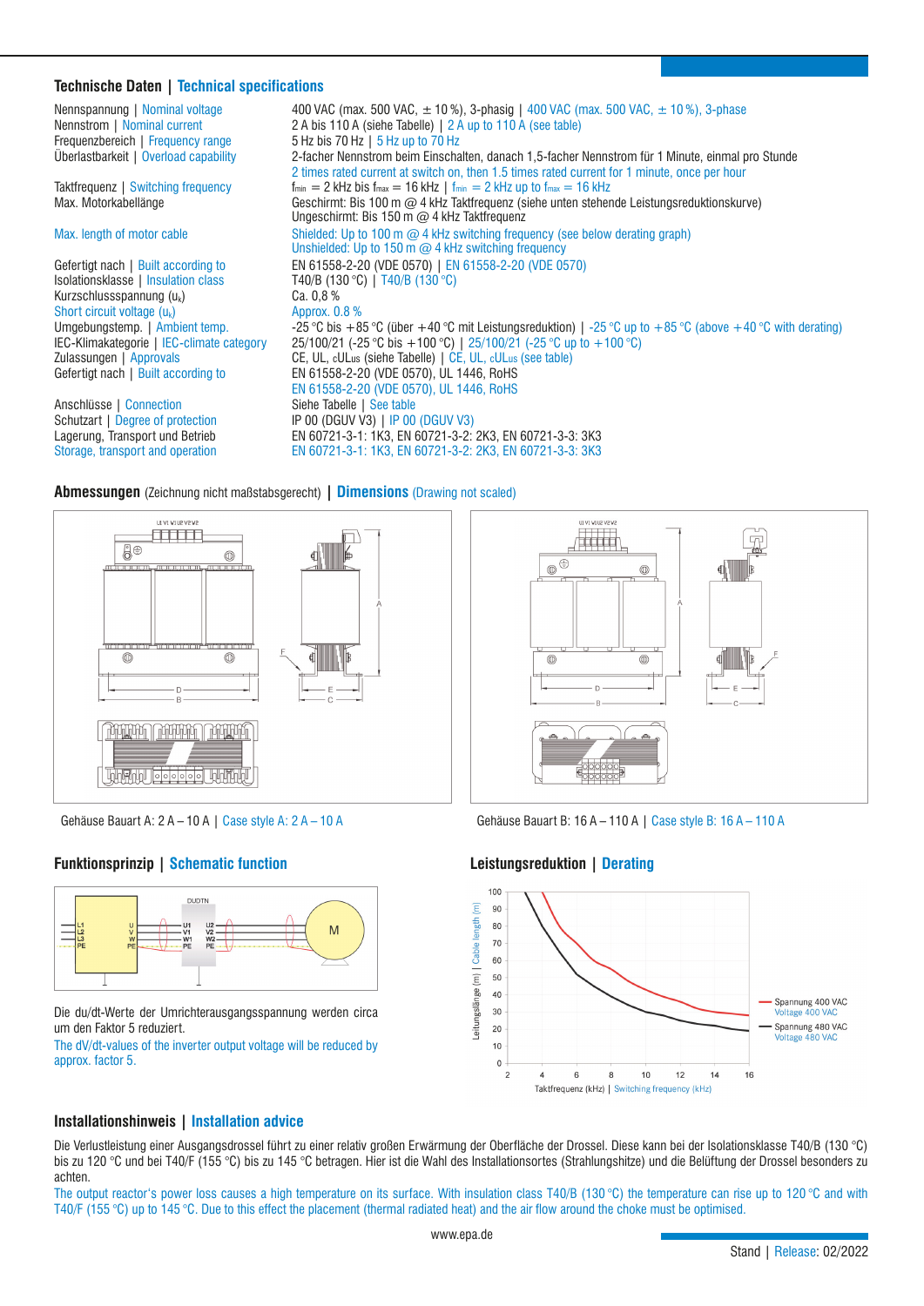## Technische Daten | Technical specifications

| | |
|---|---|
| Nennspannung \| Nominal voltage | 400 VAC (max. 500 VAC, ± 10 %), 3-phasig \| 400 VAC (max. 500 VAC, ± 10 %), 3-phase |
| Nennstrom \| Nominal current | 2 A bis 110 A (siehe Tabelle) \| 2 A up to 110 A (see table) |
| Frequenzbereich \| Frequency range | 5 Hz bis 70 Hz \| 5 Hz up to 70 Hz |
| Überlastbarkeit \| Overload capability | 2-facher Nennstrom beim Einschalten, danach 1,5-facher Nennstrom für 1 Minute, einmal pro Stunde<br>2 times rated current at switch on, then 1.5 times rated current for 1 minute, once per hour |
| Taktfrequenz \| Switching frequency | $f_{min}$ = 2 kHz bis $f_{max}$ = 16 kHz \| $f_{min}$ = 2 kHz up to $f_{max}$ = 16 kHz |
| Max. Motorkabellänge | Geschirmt: Bis 100 m @ 4 kHz Taktfrequenz (siehe unten stehende Leistungsreduktionskurve)<br>Ungeschirmt: Bis 150 m @ 4 kHz Taktfrequenz |
| Max. length of motor cable | Shielded: Up to 100 m @ 4 kHz switching frequency (see below derating graph)<br>Unshielded: Up to 150 m @ 4 kHz switching frequency |
| Gefertigt nach \| Built according to | EN 61558-2-20 (VDE 0570) \| EN 61558-2-20 (VDE 0570) |
| Isolationsklasse \| Insulation class | T40/B (130 °C) \| T40/B (130 °C) |
| Kurzschlussspannung ($u_k$) | Ca. 0,8 % |
| Short circuit voltage ($u_k$) | Approx. 0.8 % |
| Umgebungstemp. \| Ambient temp. | -25 °C bis +85 °C (über +40 °C mit Leistungsreduktion) \| -25 °C up to +85 °C (above +40 °C with derating) |
| IEC-Klimakategorie \| IEC-climate category | 25/100/21 (-25 °C bis +100 °C) \| 25/100/21 (-25 °C up to +100 °C) |
| Zulassungen \| Approvals | CE, UL, cULus (siehe Tabelle) \| CE, UL, cULus (see table) |
| Gefertigt nach \| Built according to | EN 61558-2-20 (VDE 0570), UL 1446, RoHS<br>EN 61558-2-20 (VDE 0570), UL 1446, RoHS |
| Anschlüsse \| Connection | Siehe Tabelle \| See table |
| Schutzart \| Degree of protection | IP 00 (DGUV V3) \| IP 00 (DGUV V3) |
| Lagerung, Transport und Betrieb<br>Storage, transport and operation | EN 60721-3-1: 1K3, EN 60721-3-2: 2K3, EN 60721-3-3: 3K3<br>EN 60721-3-1: 1K3, EN 60721-3-2: 2K3, EN 60721-3-3: 3K3 |

## Abmessungen (Zeichnung nicht maßstabsgerecht) | Dimensions (Drawing not scaled)

Gehäuse Bauart A: 2 A – 10 A | Case style A: 2 A – 10 A

Gehäuse Bauart B: 16 A – 110 A | Case style B: 16 A – 110 A

## Funktionsprinzip | Schematic function

Die du/dt-Werte der Umrichterausgangsspannung werden circa um den Faktor 5 reduziert.

The dV/dt-values of the inverter output voltage will be reduced by approx. factor 5.

## Leistungsreduktion | Derating

Leitungslänge (m) | Cable length (m)

Taktfrequenz (kHz) | Switching frequency (kHz)

Spannung 400 VAC
Voltage 400 VAC

Spannung 480 VAC
Voltage 480 VAC

## Installationshinweis | Installation advice

Die Verlustleistung einer Ausgangsdrossel führt zu einer relativ großen Erwärmung der Oberfläche der Drossel. Diese kann bei der Isolationsklasse T40/B (130 °C) bis zu 120 °C und bei T40/F (155 °C) bis zu 145 °C betragen. Hier ist die Wahl des Installationsortes (Strahlungshitze) und die Belüftung der Drossel besonders zu achten.

The output reactor's power loss causes a high temperature on its surface. With insulation class T40/B (130 °C) the temperature can rise up to 120 °C and with T40/F (155 °C) up to 145 °C. Due to this effect the placement (thermal radiated heat) and the air flow around the choke must be optimised.

www.epa.de

Stand | Release: 02/2022